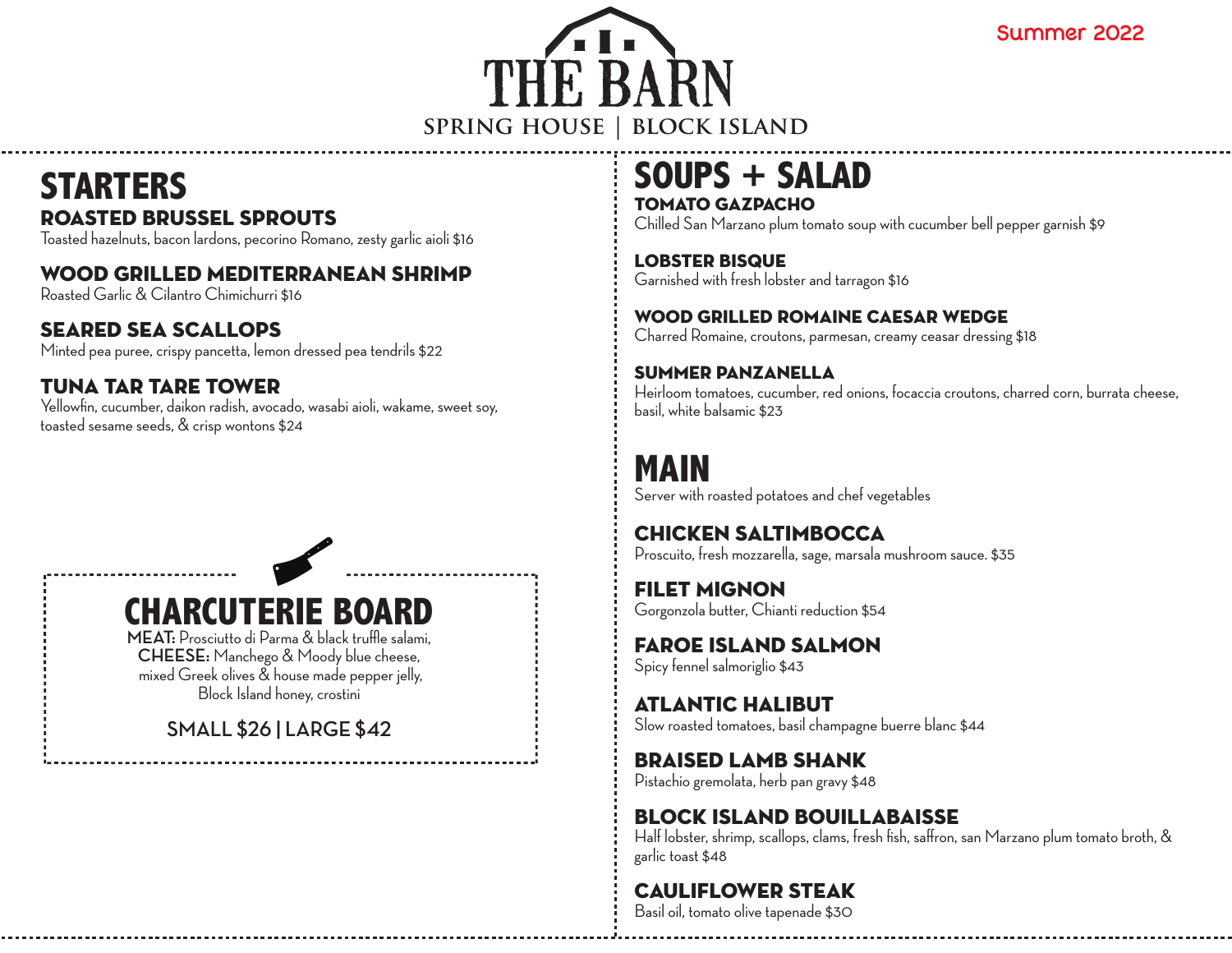# THE BARN

**SPRING HOUSE | BLOCK ISLAND**

Summer 2022

## STARTERS

### ROASTED BRUSSEL SPROUTS
Toasted hazelnuts, bacon lardons, pecorino Romano, zesty garlic aioli $16

### WOOD GRILLED MEDITERRANEAN SHRIMP
Roasted Garlic & Cilantro Chimichurri $16

### SEARED SEA SCALLOPS
Minted pea puree, crispy pancetta, lemon dressed pea tendrils $22

### TUNA TAR TARE TOWER
Yellowfin, cucumber, daikon radish, avocado, wasabi aioli, wakame, sweet soy, toasted sesame seeds, & crisp wontons $24

## CHARCUTERIE BOARD

**MEAT:** Prosciutto di Parma & black truffle salami,
**CHEESE:** Manchego & Moody blue cheese,
mixed Greek olives & house made pepper jelly,
Block Island honey, crostini

SMALL $26 | LARGE $42

## SOUPS + SALAD

### TOMATO GAZPACHO
Chilled San Marzano plum tomato soup with cucumber bell pepper garnish $9

### LOBSTER BISQUE
Garnished with fresh lobster and tarragon $16

### WOOD GRILLED ROMAINE CAESAR WEDGE
Charred Romaine, croutons, parmesan, creamy ceasar dressing $18

### SUMMER PANZANELLA
Heirloom tomatoes, cucumber, red onions, focaccia croutons, charred corn, burrata cheese, basil, white balsamic $23

## MAIN

Server with roasted potatoes and chef vegetables

### CHICKEN SALTIMBOCCA
Proscuito, fresh mozzarella, sage, marsala mushroom sauce. $35

### FILET MIGNON
Gorgonzola butter, Chianti reduction $54

### FAROE ISLAND SALMON
Spicy fennel salmoriglio $43

### ATLANTIC HALIBUT
Slow roasted tomatoes, basil champagne buerre blanc $44

### BRAISED LAMB SHANK
Pistachio gremolata, herb pan gravy $48

### BLOCK ISLAND BOUILLABAISSE
Half lobster, shrimp, scallops, clams, fresh fish, saffron, san Marzano plum tomato broth, & garlic toast $48

### CAULIFLOWER STEAK
Basil oil, tomato olive tapenade $30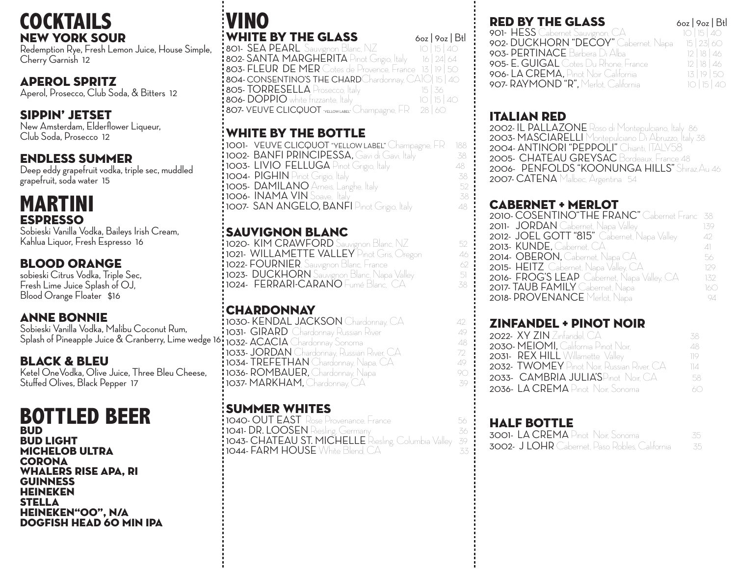# COCKTAILS

### NEW YORK SOUR
Redemption Rye, Fresh Lemon Juice, House Simple, Cherry Garnish 12

### APEROL SPRITZ
Aperol, Prosecco, Club Soda, & Bitters 12

### SIPPIN' JETSET
New Amsterdam, Elderflower Liqueur, Club Soda, Prosecco 12

### ENDLESS SUMMER
Deep eddy grapefruit vodka, triple sec, muddled grapefruit, soda water 15

# MARTINI

### ESPRESSO
Sobieski Vanilla Vodka, Baileys Irish Cream, Kahlua Liquor, Fresh Espresso 16

### BLOOD ORANGE
sobieski Citrus Vodka, Triple Sec, Fresh Lime Juice Splash of OJ, Blood Orange Floater $16

### ANNE BONNIE
Sobieski Vanilla Vodka, Malibu Coconut Rum, Splash of Pineapple Juice & Cranberry, Lime wedge 16

### BLACK & BLEU
Ketel One Vodka, Olive Juice, Three Bleu Cheese, Stuffed Olives, Black Pepper 17

# BOTTLED BEER

**BUD**
**BUD LIGHT**
**MICHELOB ULTRA**
**CORONA**
**WHALERS RISE APA, RI**
**GUINNESS**
**HEINEKEN**
**STELLA**
**HEINEKEN"OO", N/A**
**DOGFISH HEAD 6O MIN IPA**

# VINO

## WHITE BY THE GLASS

| | 6oz \| 9oz \| Btl |
|---|---|
| 801- SEA PEARL Sauvignon Blanc, NZ | 10 \| 15 \| 40 |
| 802- SANTA MARGHERITA Pinot Grigio, Italy | 16 \| 24 \| 64 |
| 803- FLEUR DE MER Cotes de Provence, France | 13 \| 19 \| 50 |
| 804- CONSENTINO'S THE CHARD Chardonnay, CA | 10 \| 15 \| 40 |
| 805- TORRESELLA Prosecco, Italy | 15 \| 36 |
| 806- DOPPIO white frizzante, Italy | 10 \| 15 \| 40 |
| 807- VEUVE CLICQUOT "YELLOW LABEL" Champagne, FR | 28 \| 60 |

## WHITE BY THE BOTTLE

| | |
|---|---|
| 1001- VEUVE CLICQUOT "YELLOW LABEL" Champagne, FR | 188 |
| 1002- BANFI PRINCIPESSA, Gavi di Gavi, Italy | 38 |
| 1003- LIVIO FELLUGA Pinot Grigio, Italy | 48 |
| 1004- PIGHIN Pinot Grigio, Italy | 38 |
| 1005- DAMILANO Arneis, Langhe, Italy | 52 |
| 1006- INAMA VIN Soave, Italy | 38 |
| 1007- SAN ANGELO, BANFI Pinot Grigio, Italy | 48 |

## SAUVIGNON BLANC

| | |
|---|---|
| 1020- KIM CRAWFORD Sauvignon Blanc, NZ | 52 |
| 1021- WILLAMETTE VALLEY Pinot Gris, Oregon | 46 |
| 1022- FOURNIER Sauvignon Blanc, France | 62 |
| 1023- DUCKHORN Sauvignon Blanc, Napa Valley | 51 |
| 1024- FERRARI-CARANO Fumé Blanc, CA | 38 |

## CHARDONNAY

| | |
|---|---|
| 1030- KENDAL JACKSON Chardonnay, CA | 42 |
| 1031- GIRARD Chardonnay Russian River | 49 |
| 1032- ACACIA Chardonnay Sonoma | 48 |
| 1033- JORDAN Chardonnay, Russian River, CA | 72 |
| 1034- TREFETHAN Chardonnay, Napa, CA | 49 |
| 1036- ROMBAUER, Chardonnay, Napa | 90 |
| 1037- MARKHAM, Chardonnay, CA | 39 |

## SUMMER WHITES

| | |
|---|---|
| 1040- OUT EAST Rose Provenance, France | 56 |
| 1041- DR. LOOSEN Riesling, Germany | 36 |
| 1043- CHATEAU ST. MICHELLE Riesling, Columbia Valley | 39 |
| 1044- FARM HOUSE White Blend, CA | 33 |

## RED BY THE GLASS

| | 6oz \| 9oz \| Btl |
|---|---|
| 901- HESS Cabernet Sauvignon, CA | 10 \| 15 \| 40 |
| 902- DUCKHORN "DECOY" Cabernet, Napa | 15 \| 23 \| 60 |
| 903- PERTINACE Barbera Di Alba | 12 \| 18 \| 46 |
| 905- E. GUIGAL Cotes Du Rhone, France | 12 \| 18 \| 46 |
| 906- LA CREMA, Pinot Noir California | 13 \| 19 \| 50 |
| 907- RAYMOND "R", Merlot, California | 10 \| 15 \| 40 |

## ITALIAN RED

| | |
|---|---|
| 2002- IL PALLAZONE Roso di Montepulciano, Italy | 86 |
| 2003- MASCIARELLI Montepulciano Di Abruzzo, Italy | 38 |
| 2004- ANTINORI "PEPPOLI" Chianti, ITALY | 58 |
| 2005- CHATEAU GREYSAC Bordeaux, France | 48 |
| 2006- PENFOLDS "KOONUNGA HILLS" Shiraz,Au | 46 |
| 2007- CATENA Malbec, Argentina | 54 |

## CABERNET + MERLOT

| | |
|---|---|
| 2010- COSENTINO"THE FRANC" Cabernet Franc | 38 |
| 2011- JORDAN Cabernet, Napa Valley | 139 |
| 2012- JOEL GOTT "815" Cabernet, Napa Valley | 42 |
| 2013- KUNDE, Cabernet, CA | 41 |
| 2014- OBERON, Cabernet, Napa CA | 56 |
| 2015- HEITZ Cabernet, Napa Valley, CA | 129 |
| 2016- FROG'S LEAP Cabernet, Napa Valley, CA | 132 |
| 2017- TAUB FAMILY Cabernet, Napa | 160 |
| 2018- PROVENANCE Merlot, Napa | 94 |

## ZINFANDEL + PINOT NOIR

| | |
|---|---|
| 2022- XY ZIN Zinfandel, CA | 38 |
| 2030- MEIOMI, California Pinot Noir, | 48 |
| 2031- REX HILL Willamette Valley | 119 |
| 2032- TWOMEY Pinot Noir, Russian River, CA | 114 |
| 2033- CAMBRIA JULIA'S Pinot Noir, CA | 58 |
| 2036- LA CREMA Pinot Noir, Sonoma | 60 |

## HALF BOTTLE

| | |
|---|---|
| 3001- LA CREMA Pinot Noir, Sonoma | 35 |
| 3002- J LOHR Cabernet, Paso Robles, California | 35 |